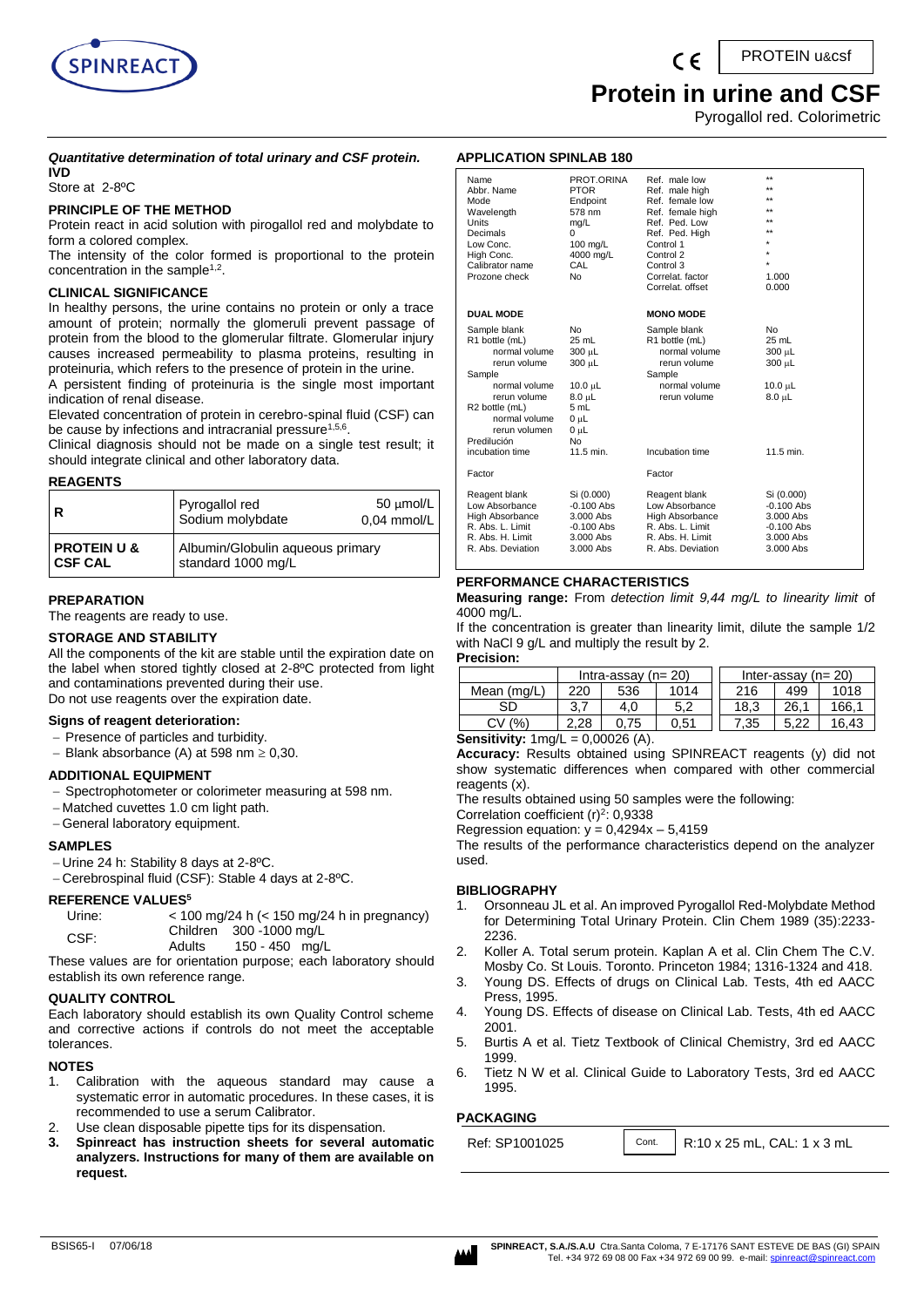PROTEIN u&csf

# Protein in urine and CSF

Pyrogallol red. Colorimetric

***Quantitative determination of total urinary and CSF protein.***
**IVD**
Store at 2-8ºC

### PRINCIPLE OF THE METHOD

Protein react in acid solution with pirogallol red and molybdate to form a colored complex.

The intensity of the color formed is proportional to the protein concentration in the sample[1,2].

### CLINICAL SIGNIFICANCE

In healthy persons, the urine contains no protein or only a trace amount of protein; normally the glomeruli prevent passage of protein from the blood to the glomerular filtrate. Glomerular injury causes increased permeability to plasma proteins, resulting in proteinuria, which refers to the presence of protein in the urine.

A persistent finding of proteinuria is the single most important indication of renal disease.

Elevated concentration of protein in cerebro-spinal fluid (CSF) can be cause by infections and intracranial pressure[1,5,6].

Clinical diagnosis should not be made on a single test result; it should integrate clinical and other laboratory data.

### REAGENTS

| | | |
|---|---|---|
| **R** | Pyrogallol red<br>Sodium molybdate | 50 µmol/L<br>0,04 mmol/L |
| **PROTEIN U & CSF CAL** | Albumin/Globulin aqueous primary standard 1000 mg/L | |

### PREPARATION

The reagents are ready to use.

### STORAGE AND STABILITY

All the components of the kit are stable until the expiration date on the label when stored tightly closed at 2-8ºC protected from light and contaminations prevented during their use.

Do not use reagents over the expiration date.

#### Signs of reagent deterioration:

- Presence of particles and turbidity.
- Blank absorbance (A) at 598 nm ≥ 0,30.

### ADDITIONAL EQUIPMENT

- Spectrophotometer or colorimeter measuring at 598 nm.
- Matched cuvettes 1.0 cm light path.
- General laboratory equipment.

### SAMPLES

- Urine 24 h: Stability 8 days at 2-8ºC.
- Cerebrospinal fluid (CSF): Stable 4 days at 2-8ºC.

### REFERENCE VALUES[5]

| | | |
|---|---|---|
| Urine: | < 100 mg/24 h (< 150 mg/24 h in pregnancy) | |
| CSF: | Children | 300 -1000 mg/L |
| | Adults | 150 - 450 mg/L |

These values are for orientation purpose; each laboratory should establish its own reference range.

### QUALITY CONTROL

Each laboratory should establish its own Quality Control scheme and corrective actions if controls do not meet the acceptable tolerances.

### NOTES

1. Calibration with the aqueous standard may cause a systematic error in automatic procedures. In these cases, it is recommended to use a serum Calibrator.
2. Use clean disposable pipette tips for its dispensation.
3. **Spinreact has instruction sheets for several automatic analyzers. Instructions for many of them are available on request.**

### APPLICATION SPINLAB 180

| | | | |
|---|---|---|---|
| Name | PROT.ORINA | Ref. male low | ** |
| Abbr. Name | PTOR | Ref. male high | ** |
| Mode | Endpoint | Ref. female low | ** |
| Wavelength | 578 nm | Ref. female high | ** |
| Units | mg/L | Ref. Ped. Low | ** |
| Decimals | 0 | Ref. Ped. High | ** |
| Low Conc. | 100 mg/L | Control 1 | * |
| High Conc. | 4000 mg/L | Control 2 | * |
| Calibrator name | CAL | Control 3 | * |
| Prozone check | No | Correlat. factor | 1.000 |
| | | Correlat. offset | 0.000 |

| **DUAL MODE** | | **MONO MODE** | |
|---|---|---|---|
| Sample blank | No | Sample blank | No |
| R1 bottle (mL) | 25 mL | R1 bottle (mL) | 25 mL |
| normal volume | 300 µL | normal volume | 300 µL |
| rerun volume | 300 µL | rerun volume | 300 µL |
| Sample | | Sample | |
| normal volume | 10.0 µL | normal volume | 10.0 µL |
| rerun volume | 8.0 µL | rerun volume | 8.0 µL |
| R2 bottle (mL) | 5 mL | | |
| normal volume | 0 µL | | |
| rerun volumen | 0 µL | | |
| Predilución | No | | |
| incubation time | 11.5 min. | Incubation time | 11.5 min. |
| Factor | | Factor | |
| Reagent blank | Si (0.000) | Reagent blank | Si (0.000) |
| Low Absorbance | -0.100 Abs | Low Absorbance | -0.100 Abs |
| High Absorbance | 3.000 Abs | High Absorbance | 3.000 Abs |
| R. Abs. L. Limit | -0.100 Abs | R. Abs. L. Limit | -0.100 Abs |
| R. Abs. H. Limit | 3.000 Abs | R. Abs. H. Limit | 3.000 Abs |
| R. Abs. Deviation | 3.000 Abs | R. Abs. Deviation | 3.000 Abs |

### PERFORMANCE CHARACTERISTICS

**Measuring range:** From *detection limit 9,44 mg/L to linearity limit* of 4000 mg/L.

If the concentration is greater than linearity limit, dilute the sample 1/2 with NaCl 9 g/L and multiply the result by 2.

**Precision:**

| | Intra-assay (n= 20) | | | Inter-assay (n= 20) | | |
|---|---|---|---|---|---|---|
| Mean (mg/L) | 220 | 536 | 1014 | 216 | 499 | 1018 |
| SD | 3,7 | 4,0 | 5,2 | 18,3 | 26,1 | 166,1 |
| CV (%) | 2,28 | 0,75 | 0,51 | 7,35 | 5,22 | 16,43 |

**Sensitivity:** 1mg/L = 0,00026 (A).

**Accuracy:** Results obtained using SPINREACT reagents (y) did not show systematic differences when compared with other commercial reagents (x).

The results obtained using 50 samples were the following:

Correlation coefficient $(r)^2$: 0,9338

Regression equation: $y = 0,4294x - 5,4159$

The results of the performance characteristics depend on the analyzer used.

### BIBLIOGRAPHY

1. Orsonneau JL et al. An improved Pyrogallol Red-Molybdate Method for Determining Total Urinary Protein. Clin Chem 1989 (35):2233-2236.
2. Koller A. Total serum protein. Kaplan A et al. Clin Chem The C.V. Mosby Co. St Louis. Toronto. Princeton 1984; 1316-1324 and 418.
3. Young DS. Effects of drugs on Clinical Lab. Tests, 4th ed AACC Press, 1995.
4. Young DS. Effects of disease on Clinical Lab. Tests, 4th ed AACC 2001.
5. Burtis A et al. Tietz Textbook of Clinical Chemistry, 3rd ed AACC 1999.
6. Tietz N W et al. Clinical Guide to Laboratory Tests, 3rd ed AACC 1995.

### PACKAGING

| | | |
|---|---|---|
| Ref: SP1001025 | Cont. | R:10 x 25 mL, CAL: 1 x 3 mL |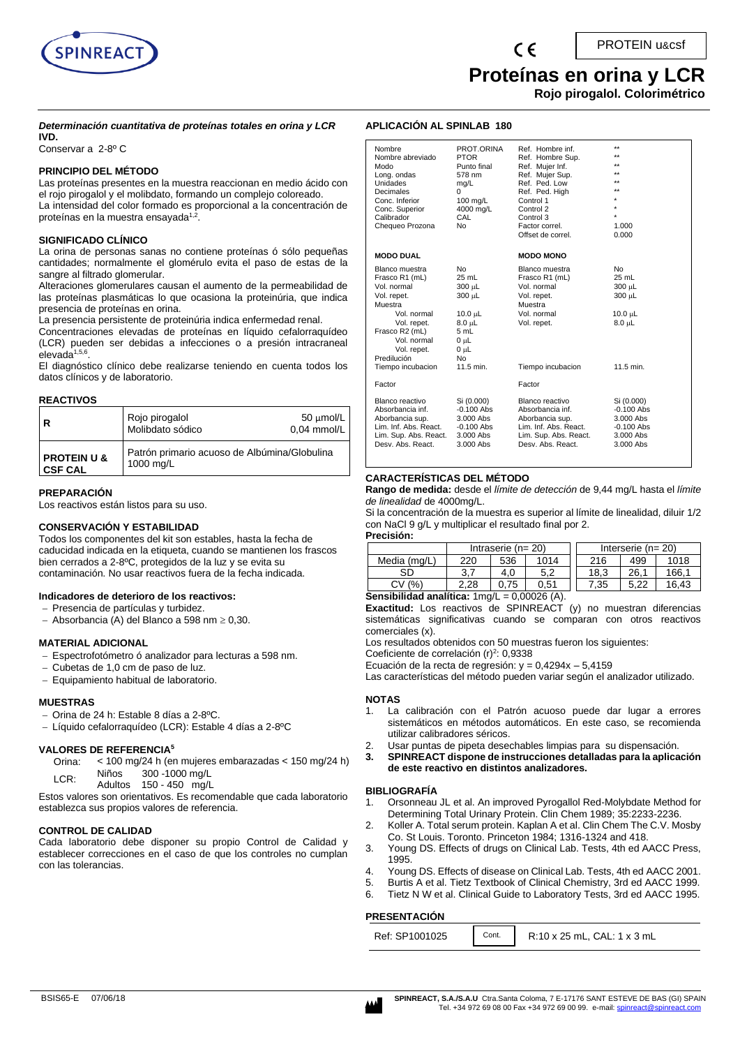PROTEIN u&csf

# Proteínas en orina y LCR

**Rojo pirogalol. Colorimétrico**

***Determinación cuantitativa de proteínas totales en orina y LCR***
**IVD.**
Conservar a 2-8º C

## PRINCIPIO DEL MÉTODO

Las proteínas presentes en la muestra reaccionan en medio ácido con el rojo pirogalol y el molibdato, formando un complejo coloreado.
La intensidad del color formado es proporcional a la concentración de proteínas en la muestra ensayada[1,2].

## SIGNIFICADO CLÍNICO

La orina de personas sanas no contiene proteínas ó sólo pequeñas cantidades; normalmente el glomérulo evita el paso de estas de la sangre al filtrado glomerular.
Alteraciones glomerulares causan el aumento de la permeabilidad de las proteínas plasmáticas lo que ocasiona la proteinúria, que indica presencia de proteínas en orina.
La presencia persistente de proteinúria indica enfermedad renal.
Concentraciones elevadas de proteínas en líquido cefalorraquídeo (LCR) pueden ser debidas a infecciones o a presión intracraneal elevada[1,5,6].
El diagnóstico clínico debe realizarse teniendo en cuenta todos los datos clínicos y de laboratorio.

## REACTIVOS

| | | |
|---|---|---|
| **R** | Rojo pirogalol<br>Molibdato sódico | 50 µmol/L<br>0,04 mmol/L |
| **PROTEIN U & CSF CAL** | Patrón primario acuoso de Albúmina/Globulina 1000 mg/L | |

## PREPARACIÓN

Los reactivos están listos para su uso.

## CONSERVACIÓN Y ESTABILIDAD

Todos los componentes del kit son estables, hasta la fecha de caducidad indicada en la etiqueta, cuando se mantienen los frascos bien cerrados a 2-8ºC, protegidos de la luz y se evita su contaminación. No usar reactivos fuera de la fecha indicada.

### Indicadores de deterioro de los reactivos:

- Presencia de partículas y turbidez.
- Absorbancia (A) del Blanco a 598 nm ≥ 0,30.

## MATERIAL ADICIONAL

- Espectrofotómetro ó analizador para lecturas a 598 nm.
- Cubetas de 1,0 cm de paso de luz.
- Equipamiento habitual de laboratorio.

## MUESTRAS

- Orina de 24 h: Estable 8 días a 2-8ºC.
- Líquido cefalorraquídeo (LCR): Estable 4 días a 2-8ºC

## VALORES DE REFERENCIA[5]

Orina: < 100 mg/24 h (en mujeres embarazadas < 150 mg/24 h)
LCR: Niños 300 -1000 mg/L
Adultos 150 - 450 mg/L

Estos valores son orientativos. Es recomendable que cada laboratorio establezca sus propios valores de referencia.

## CONTROL DE CALIDAD

Cada laboratorio debe disponer su propio Control de Calidad y establecer correcciones en el caso de que los controles no cumplan con las tolerancias.

## APLICACIÓN AL SPINLAB 180

| | | | |
|---|---|---|---|
| Nombre | PROT.ORINA | Ref. Hombre inf. | ** |
| Nombre abreviado | PTOR | Ref. Hombre Sup. | ** |
| Modo | Punto final | Ref. Mujer Inf. | ** |
| Long. ondas | 578 nm | Ref. Mujer Sup. | ** |
| Unidades | mg/L | Ref. Ped. Low | ** |
| Decimales | 0 | Ref. Ped. High | ** |
| Conc. Inferior | 100 mg/L | Control 1 | * |
| Conc. Superior | 4000 mg/L | Control 2 | * |
| Calibrador | CAL | Control 3 | * |
| Chequeo Prozona | No | Factor correl. | 1.000 |
| | | Offset de correl. | 0.000 |
| **MODO DUAL** | | **MODO MONO** | |
| Blanco muestra | No | Blanco muestra | No |
| Frasco R1 (mL) | 25 mL | Frasco R1 (mL) | 25 mL |
| Vol. normal | 300 µL | Vol. normal | 300 µL |
| Vol. repet. | 300 µL | Vol. repet. | 300 µL |
| Muestra | | Muestra | |
| Vol. normal | 10.0 µL | Vol. normal | 10.0 µL |
| Vol. repet. | 8.0 µL | Vol. repet. | 8.0 µL |
| Frasco R2 (mL) | 5 mL | | |
| Vol. normal | 0 µL | | |
| Vol. repet. | 0 µL | | |
| Predilución | No | | |
| Tiempo incubacion | 11.5 min. | Tiempo incubacion | 11.5 min. |
| Factor | | Factor | |
| Blanco reactivo | Si (0.000) | Blanco reactivo | Si (0.000) |
| Absorbancia inf. | -0.100 Abs | Absorbancia inf. | -0.100 Abs |
| Aborbancia sup. | 3.000 Abs | Aborbancia sup. | 3.000 Abs |
| Lim. Inf. Abs. React. | -0.100 Abs | Lim. Inf. Abs. React. | -0.100 Abs |
| Lim. Sup. Abs. React. | 3.000 Abs | Lim. Sup. Abs. React. | 3.000 Abs |
| Desv. Abs. React. | 3.000 Abs | Desv. Abs. React. | 3.000 Abs |

## CARACTERÍSTICAS DEL MÉTODO

**Rango de medida:** desde el *límite de detección* de 9,44 mg/L hasta el *límite de linealidad* de 4000mg/L.
Si la concentración de la muestra es superior al límite de linealidad, diluir 1/2 con NaCl 9 g/L y multiplicar el resultado final por 2.

**Precisión:**

| | Intraserie (n= 20) | | | Interserie (n= 20) | | |
|---|---|---|---|---|---|---|
| Media (mg/L) | 220 | 536 | 1014 | 216 | 499 | 1018 |
| SD | 3,7 | 4,0 | 5,2 | 18,3 | 26,1 | 166,1 |
| CV (%) | 2,28 | 0,75 | 0,51 | 7,35 | 5,22 | 16,43 |

**Sensibilidad analítica:** 1mg/L = 0,00026 (A).
**Exactitud:** Los reactivos de SPINREACT (y) no muestran diferencias sistemáticas significativas cuando se comparan con otros reactivos comerciales (x).
Los resultados obtenidos con 50 muestras fueron los siguientes:
Coeficiente de correlación $(r)^2$: 0,9338
Ecuación de la recta de regresión: $y = 0{,}4294x – 5{,}4159$
Las características del método pueden variar según el analizador utilizado.

## NOTAS

1. La calibración con el Patrón acuoso puede dar lugar a errores sistemáticos en métodos automáticos. En este caso, se recomienda utilizar calibradores séricos.
2. Usar puntas de pipeta desechables limpias para su dispensación.
3. **SPINREACT dispone de instrucciones detalladas para la aplicación de este reactivo en distintos analizadores.**

## BIBLIOGRAFÍA

1. Orsonneau JL et al. An improved Pyrogallol Red-Molybdate Method for Determining Total Urinary Protein. Clin Chem 1989; 35:2233-2236.
2. Koller A. Total serum protein. Kaplan A et al. Clin Chem The C.V. Mosby Co. St Louis. Toronto. Princeton 1984; 1316-1324 and 418.
3. Young DS. Effects of drugs on Clinical Lab. Tests, 4th ed AACC Press, 1995.
4. Young DS. Effects of disease on Clinical Lab. Tests, 4th ed AACC 2001.
5. Burtis A et al. Tietz Textbook of Clinical Chemistry, 3rd ed AACC 1999.
6. Tietz N W et al. Clinical Guide to Laboratory Tests, 3rd ed AACC 1995.

## PRESENTACIÓN

| | | |
|---|---|---|
| Ref: SP1001025 | Cont. | R:10 x 25 mL, CAL: 1 x 3 mL |

BSIS65-E 07/06/18

**SPINREACT, S.A./S.A.U** Ctra.Santa Coloma, 7 E-17176 SANT ESTEVE DE BAS (GI) SPAIN
Tel. +34 972 69 08 00 Fax +34 972 69 00 99. e-mail: spinreact@spinreact.com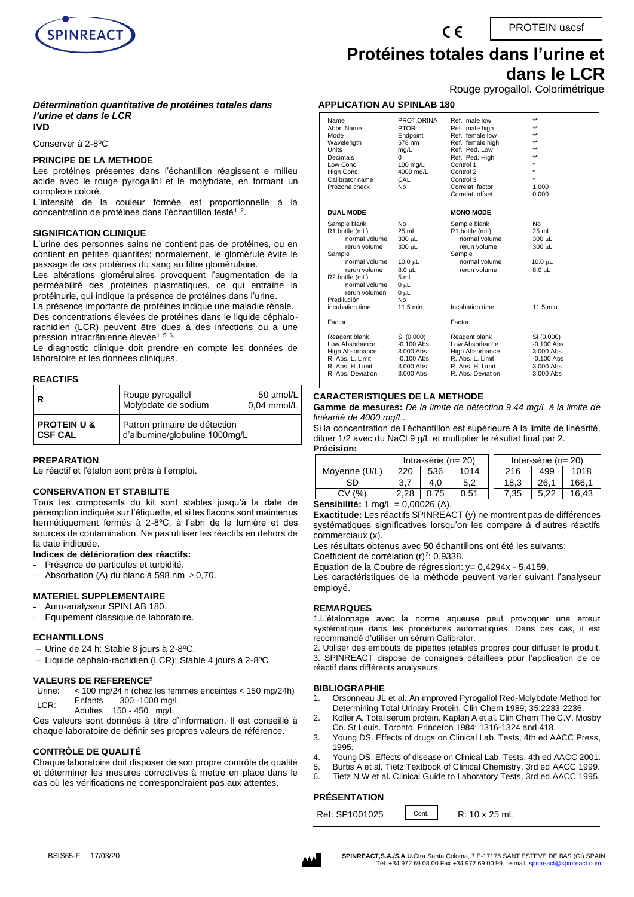PROTEIN u&csf

# Protéines totales dans l'urine et dans le LCR

Rouge pyrogallol. Colorimétrique

***Détermination quantitative de protéines totales dans l'urine et dans le LCR***
**IVD**

Conserver à 2-8ºC

## PRINCIPE DE LA METHODE

Les protéines présentes dans l'échantillon réagissent e milieu acide avec le rouge pyrogallol et le molybdate, en formant un complexe coloré.

L'intensité de la couleur formée est proportionnelle à la concentration de protéines dans l'échantillon testé[1, 2].

## SIGNIFICATION CLINIQUE

L'urine des personnes sains ne contient pas de protéines, ou en contient en petites quantités; normalement, le glomérule évite le passage de ces protéines du sang au filtre glomérulaire.

Les altérations glomérulaires provoquent l'augmentation de la perméabilité des protéines plasmatiques, ce qui entraîne la protéinurie, qui indique la présence de protéines dans l'urine.

La présence importante de protéines indique une maladie rénale. Des concentrations élevées de protéines dans le liquide céphalo-rachidien (LCR) peuvent être dues à des infections ou à une pression intracrânienne élevée[1, 5, 6].

Le diagnostic clinique doit prendre en compte les données de laboratoire et les données cliniques.

## REACTIFS

| | | |
|---|---|---|
| **R** | Rouge pyrogallol<br>Molybdate de sodium | 50 µmol/L<br>0,04 mmol/L |
| **PROTEIN U & CSF CAL** | Patron primaire de détection d'albumine/globuline 1000mg/L | |

## PREPARATION

Le réactif et l'étalon sont prêts à l'emploi.

## CONSERVATION ET STABILITE

Tous les composants du kit sont stables jusqu'à la date de péremption indiquée sur l'étiquette, et si les flacons sont maintenus hermétiquement fermés à 2-8ºC, à l'abri de la lumière et des sources de contamination. Ne pas utiliser les réactifs en dehors de la date indiquée.

**Indices de détérioration des réactifs:**

- Présence de particules et turbidité.
- Absorbation (A) du blanc à 598 nm ≥0,70.

## MATERIEL SUPPLEMENTAIRE

- Auto-analyseur SPINLAB 180.
- Equipement classique de laboratoire.

## ECHANTILLONS

- Urine de 24 h: Stable 8 jours à 2-8ºC.
- Liquide céphalo-rachidien (LCR): Stable 4 jours à 2-8ºC

## VALEURS DE REFERENCE[5]

| | | |
|---|---|---|
| Urine: | < 100 mg/24 h (chez les femmes enceintes < 150 mg/24h) | |
| LCR: | Enfants | 300 -1000 mg/L |
| | Adultes | 150 - 450 mg/L |

Ces valeurs sont données à titre d'information. Il est conseillé à chaque laboratoire de définir ses propres valeurs de référence.

## CONTRÔLE DE QUALITÉ

Chaque laboratoire doit disposer de son propre contrôle de qualité et déterminer les mesures correctives à mettre en place dans le cas où les vérifications ne correspondraient pas aux attentes.

## APPLICATION AU SPINLAB 180

| | | | |
|---|---|---|---|
| Name | PROT.ORINA | Ref. male low | ** |
| Abbr. Name | PTOR | Ref. male high | ** |
| Mode | Endpoint | Ref. female low | ** |
| Wavelength | 578 nm | Ref. female high | ** |
| Units | mg/L | Ref. Ped. Low | ** |
| Decimals | 0 | Ref. Ped. High | ** |
| Low Conc. | 100 mg/L | Control 1 | * |
| High Conc. | 4000 mg/L | Control 2 | * |
| Calibrator name | CAL | Control 3 | * |
| Prozone check | No | Correlat. factor | 1.000 |
| | | Correlat. offset | 0.000 |
| **DUAL MODE** | | **MONO MODE** | |
| Sample blank | No | Sample blank | No |
| R1 bottle (mL) | 25 mL | R1 bottle (mL) | 25 mL |
| normal volume | 300 µL | normal volume | 300 µL |
| rerun volume | 300 µL | rerun volume | 300 µL |
| Sample | | Sample | |
| normal volume | 10.0 µL | normal volume | 10.0 µL |
| rerun volume | 8.0 µL | rerun volume | 8.0 µL |
| R2 bottle (mL) | 5 mL | | |
| normal volume | 0 µL | | |
| rerun volumen | 0 µL | | |
| Predilución | No | | |
| incubation time | 11.5 min. | Incubation time | 11.5 min. |
| Factor | | Factor | |
| Reagent blank | Si (0.000) | Reagent blank | Si (0.000) |
| Low Absorbance | -0.100 Abs | Low Absorbance | -0.100 Abs |
| High Absorbance | 3.000 Abs | High Absorbance | 3.000 Abs |
| R. Abs. L. Limit | -0.100 Abs | R. Abs. L. Limit | -0.100 Abs |
| R. Abs. H. Limit | 3.000 Abs | R. Abs. H. Limit | 3.000 Abs |
| R. Abs. Deviation | 3.000 Abs | R. Abs. Deviation | 3.000 Abs |

## CARACTERISTIQUES DE LA METHODE

**Gamme de mesures:** *De la limite de détection 9,44 mg/L à la limite de linéarité de 4000 mg/L.*

Si la concentration de l'échantillon est supérieure à la limite de linéarité, diluer 1/2 avec du NaCl 9 g/L et multiplier le résultat final par 2.

**Précision:**

| | Intra-série (n= 20) | | | Inter-série (n= 20) | | |
|---|---|---|---|---|---|---|
| Moyenne (U/L) | 220 | 536 | 1014 | 216 | 499 | 1018 |
| SD | 3,7 | 4,0 | 5,2 | 18,3 | 26,1 | 166,1 |
| CV (%) | 2,28 | 0,75 | 0,51 | 7,35 | 5,22 | 16,43 |

**Sensibilité:** 1 mg/L = 0,00026 (A).

**Exactitude:** Les réactifs SPINREACT (y) ne montrent pas de différences systématiques significatives lorsqu'on les compare à d'autres réactifs commerciaux (x).

Les résultats obtenus avec 50 échantillons ont été les suivants:

Coefficient de corrélation $(r)^2$: 0,9338.

Equation de la Coubre de régression: y= 0,4294x - 5,4159.

Les caractéristiques de la méthode peuvent varier suivant l'analyseur employé.

## REMARQUES

1. L'étalonnage avec la norme aqueuse peut provoquer une erreur systématique dans les procédures automatiques. Dans ces cas, il est recommandé d'utiliser un sérum Calibrator.
2. Utiliser des embouts de pipettes jetables propres pour diffuser le produit.
3. SPINREACT dispose de consignes détaillées pour l'application de ce réactif dans différents analyseurs.

## BIBLIOGRAPHIE

1. Orsonneau JL et al. An improved Pyrogallol Red-Molybdate Method for Determining Total Urinary Protein. Clin Chem 1989; 35:2233-2236.
2. Koller A. Total serum protein. Kaplan A et al. Clin Chem The C.V. Mosby Co. St Louis. Toronto. Princeton 1984; 1316-1324 and 418.
3. Young DS. Effects of drugs on Clinical Lab. Tests, 4th ed AACC Press, 1995.
4. Young DS. Effects of disease on Clinical Lab. Tests, 4th ed AACC 2001.
5. Burtis A et al. Tietz Textbook of Clinical Chemistry, 3rd ed AACC 1999.
6. Tietz N W et al. Clinical Guide to Laboratory Tests, 3rd ed AACC 1995.

## PRÉSENTATION

| | | |
|---|---|---|
| Ref: SP1001025 | Cont. | R: 10 x 25 mL |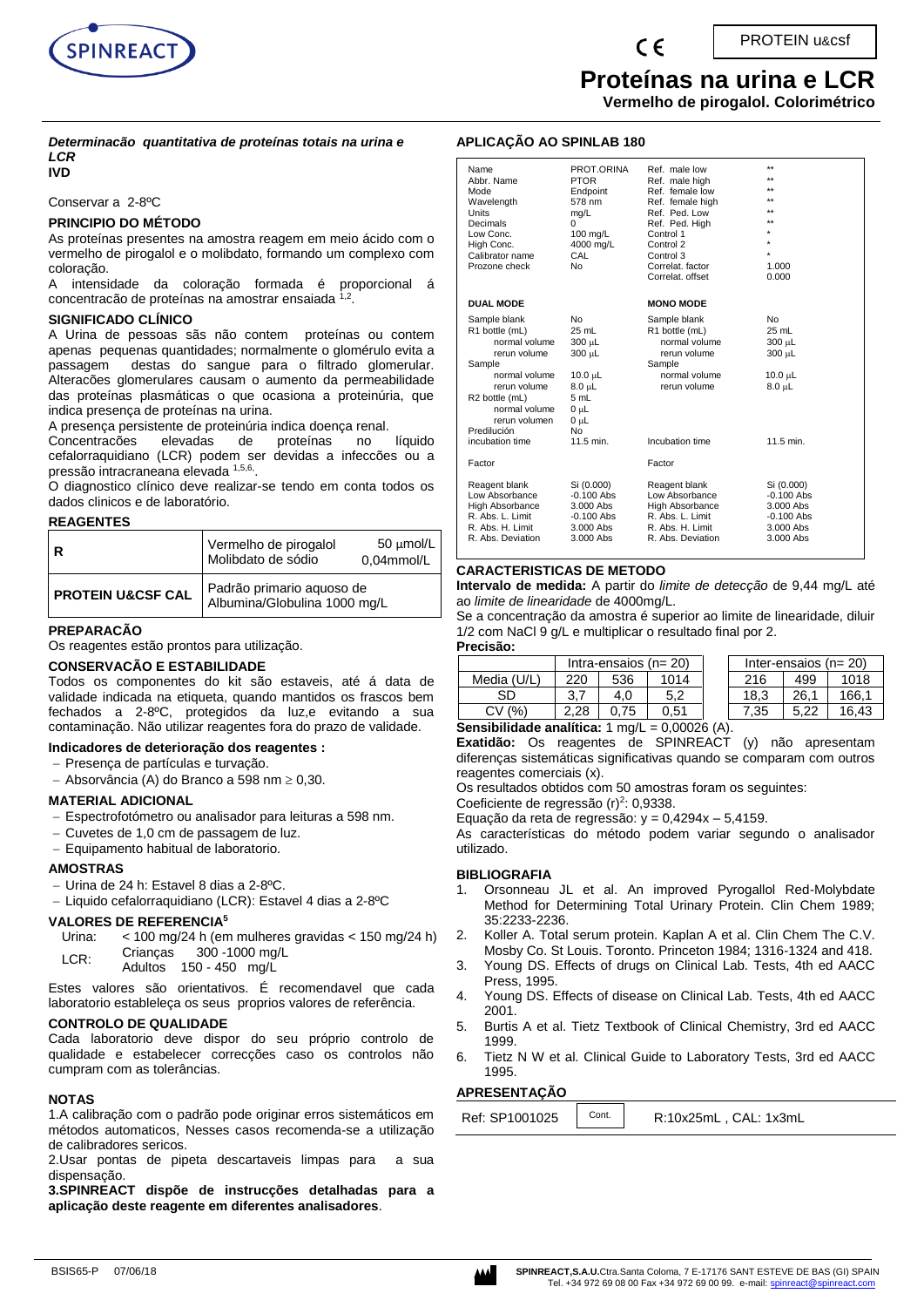SPINREACT

CE

PROTEIN U&CSF

# Proteínas na urina e LCR

**Vermelho de pirogalol. Colorimétrico**

***Determinacão quantitativa de proteínas totais na urina e LCR***
**IVD**

Conservar a 2-8ºC

## PRINCIPIO DO MÉTODO

As proteínas presentes na amostra reagem em meio ácido com o vermelho de pirogalol e o molibdato, formando um complexo com coloração.

A intensidade da coloração formada é proporcional á concentracão de proteínas na amostrar ensaiada [1,2].

## SIGNIFICADO CLÍNICO

A Urina de pessoas sãs não contem proteínas ou contem apenas pequenas quantidades; normalmente o glomérulo evita a passagem destas do sangue para o filtrado glomerular. Alterações glomerulares causam o aumento da permeabilidade das proteínas plasmáticas o que ocasiona a proteinúria, que indica presença de proteínas na urina.

A presença persistente de proteinúria indica doença renal.

Concentracões elevadas de proteínas no líquido cefalorraquidiano (LCR) podem ser devidas a infecções ou a pressão intracraneana elevada [1,5,6].

O diagnostico clínico deve realizar-se tendo em conta todos os dados clinicos e de laboratório.

## REAGENTES

| | | |
|---|---|---|
| **R** | Vermelho de pirogalol<br>Molibdato de sódio | 50 µmol/L<br>0,04mmol/L |
| **PROTEIN U&CSF CAL** | Padrão primario aquoso de Albumina/Globulina 1000 mg/L | |

## PREPARACÃO

Os reagentes estão prontos para utilização.

## CONSERVACÃO E ESTABILIDADE

Todos os componentes do kit são estaveis, até á data de validade indicada na etiqueta, quando mantidos os frascos bem fechados a 2-8ºC, protegidos da luz,e evitando a sua contaminação. Não utilizar reagentes fora do prazo de validade.

**Indicadores de deterioração dos reagentes :**

- Presença de partículas e turvação.
- Absorvância (A) do Branco a 598 nm ≥ 0,30.

## MATERIAL ADICIONAL

- Espectrofotómetro ou analisador para leituras a 598 nm.
- Cuvetes de 1,0 cm de passagem de luz.
- Equipamento habitual de laboratorio.

## AMOSTRAS

- Urina de 24 h: Estavel 8 dias a 2-8ºC.
- Liquido cefalorraquidiano (LCR): Estavel 4 dias a 2-8ºC

## VALORES DE REFERENCIA[5]

Urina: < 100 mg/24 h (em mulheres gravidas < 150 mg/24 h)

LCR: Crianças 300 -1000 mg/L
Adultos 150 - 450 mg/L

Estes valores são orientativos. É recomendavel que cada laboratorio estabeleça os seus proprios valores de referência.

## CONTROLO DE QUALIDADE

Cada laboratorio deve dispor do seu próprio controlo de qualidade e estabelecer correcções caso os controlos não cumpram com as tolerâncias.

## NOTAS

1.A calibração com o padrão pode originar erros sistemáticos em métodos automaticos, Nesses casos recomenda-se a utilização de calibradores sericos.

2.Usar pontas de pipeta descartaveis limpas para a sua dispensação.

**3.SPINREACT dispõe de instrucções detalhadas para a aplicação deste reagente em diferentes analisadores**.

## APLICAÇÃO AO SPINLAB 180

| | | | |
|---|---|---|---|
| Name | PROT.ORINA | Ref. male low | ** |
| Abbr. Name | PTOR | Ref. male high | ** |
| Mode | Endpoint | Ref. female low | ** |
| Wavelength | 578 nm | Ref. female high | ** |
| Units | mg/L | Ref. Ped. Low | ** |
| Decimals | 0 | Ref. Ped. High | ** |
| Low Conc. | 100 mg/L | Control 1 | * |
| High Conc. | 4000 mg/L | Control 2 | * |
| Calibrator name | CAL | Control 3 | * |
| Prozone check | No | Correlat. factor | 1.000 |
| | | Correlat. offset | 0.000 |
| **DUAL MODE** | | **MONO MODE** | |
| Sample blank | No | Sample blank | No |
| R1 bottle (mL) | 25 mL | R1 bottle (mL) | 25 mL |
| normal volume | 300 µL | normal volume | 300 µL |
| rerun volume | 300 µL | rerun volume | 300 µL |
| Sample | | Sample | |
| normal volume | 10.0 µL | normal volume | 10.0 µL |
| rerun volume | 8.0 µL | rerun volume | 8.0 µL |
| R2 bottle (mL) | 5 mL | | |
| normal volume | 0 µL | | |
| rerun volumen | 0 µL | | |
| Predilución | No | | |
| incubation time | 11.5 min. | Incubation time | 11.5 min. |
| Factor | | Factor | |
| Reagent blank | Si (0.000) | Reagent blank | Si (0.000) |
| Low Absorbance | -0.100 Abs | Low Absorbance | -0.100 Abs |
| High Absorbance | 3.000 Abs | High Absorbance | 3.000 Abs |
| R. Abs. L. Limit | -0.100 Abs | R. Abs. L. Limit | -0.100 Abs |
| R. Abs. H. Limit | 3.000 Abs | R. Abs. H. Limit | 3.000 Abs |
| R. Abs. Deviation | 3.000 Abs | R. Abs. Deviation | 3.000 Abs |

## CARACTERISTICAS DE METODO

**Intervalo de medida:** A partir do *limite de detecção* de 9,44 mg/L até ao *limite de linearidade* de 4000mg/L.

Se a concentração da amostra é superior ao limite de linearidade, diluir 1/2 com NaCl 9 g/L e multiplicar o resultado final por 2.

**Precisão:**

| | Intra-ensaios (n= 20) | | | Inter-ensaios (n= 20) | | |
|---|---|---|---|---|---|---|
| Media (U/L) | 220 | 536 | 1014 | 216 | 499 | 1018 |
| SD | 3,7 | 4,0 | 5,2 | 18,3 | 26,1 | 166,1 |
| CV (%) | 2,28 | 0,75 | 0,51 | 7,35 | 5,22 | 16,43 |

**Sensibilidade analítica:** 1 mg/L = 0,00026 (A).

**Exatidão:** Os reagentes de SPINREACT (y) não apresentam diferenças sistemáticas significativas quando se comparam com outros reagentes comerciais (x).

Os resultados obtidos com 50 amostras foram os seguintes:

Coeficiente de regressão $(r)^2$: 0,9338.

Equação da reta de regressão: $y = 0{,}4294x – 5{,}4159$.

As características do método podem variar segundo o analisador utilizado.

## BIBLIOGRAFIA

1. Orsonneau JL et al. An improved Pyrogallol Red-Molybdate Method for Determining Total Urinary Protein. Clin Chem 1989; 35:2233-2236.
2. Koller A. Total serum protein. Kaplan A et al. Clin Chem The C.V. Mosby Co. St Louis. Toronto. Princeton 1984; 1316-1324 and 418.
3. Young DS. Effects of drugs on Clinical Lab. Tests, 4th ed AACC Press, 1995.
4. Young DS. Effects of disease on Clinical Lab. Tests, 4th ed AACC 2001.
5. Burtis A et al. Tietz Textbook of Clinical Chemistry, 3rd ed AACC 1999.
6. Tietz N W et al. Clinical Guide to Laboratory Tests, 3rd ed AACC 1995.

## APRESENTAÇÃO

| | | |
|---|---|---|
| Ref: SP1001025 | Cont. | R:10x25mL , CAL: 1x3mL |

BSIS65-P 07/06/18

**SPINREACT,S.A.U.**Ctra.Santa Coloma, 7 E-17176 SANT ESTEVE DE BAS (GI) SPAIN
Tel. +34 972 69 08 00 Fax +34 972 69 00 99. e-mail: spinreact@spinreact.com